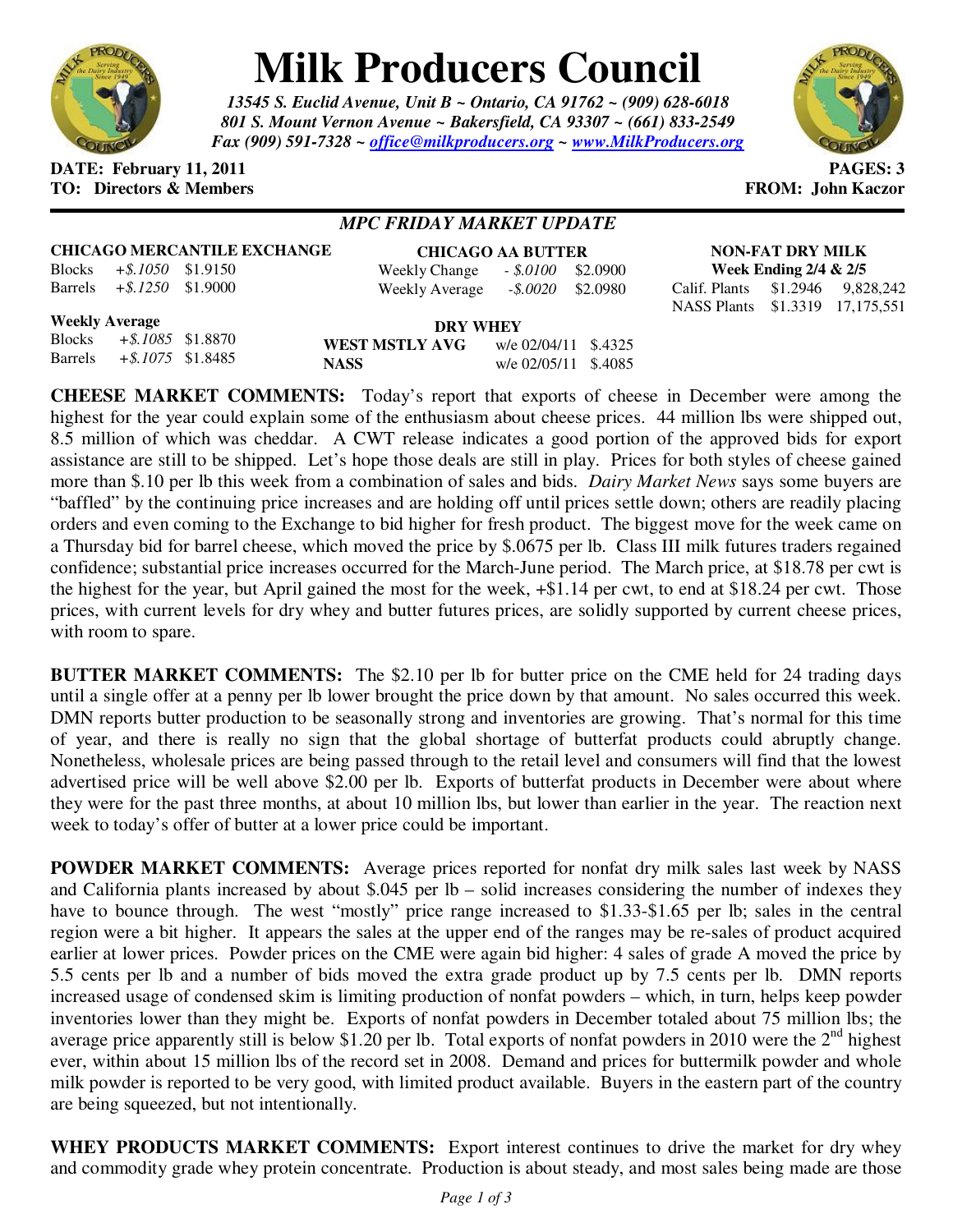# Milk Producers Council

*13545 S. Euclid Avenue, Unit B ~ Ontario, CA 91762 ~ (909) 628-6018*
*801 S. Mount Vernon Avenue ~ Bakersfield, CA 93307 ~ (661) 833-2549*
*Fax (909) 591-7328 ~ office@milkproducers.org ~ www.MilkProducers.org*

**DATE: February 11, 2011** **PAGES: 3**
**TO: Directors & Members** **FROM: John Kaczor**

## *MPC FRIDAY MARKET UPDATE*

**CHICAGO MERCANTILE EXCHANGE**

| | | |
|---|---|---|
| Blocks | *+$.1050* | $1.9150 |
| Barrels | *+$.1250* | $1.9000 |

**Weekly Average**

| | | |
|---|---|---|
| Blocks | *+$.1085* | $1.8870 |
| Barrels | *+$.1075* | $1.8485 |

**CHICAGO AA BUTTER**

| | | |
|---|---|---|
| Weekly Change | *- $.0100* | $2.0900 |
| Weekly Average | *-$.0020* | $2.0980 |

**DRY WHEY**

| | | |
|---|---|---|
| **WEST MSTLY AVG** | w/e 02/04/11 | $.4325 |
| **NASS** | w/e 02/05/11 | $.4085 |

**NON-FAT DRY MILK**
**Week Ending 2/4 & 2/5**

| | | |
|---|---|---|
| Calif. Plants | $1.2946 | 9,828,242 |
| NASS Plants | $1.3319 | 17,175,551 |

**CHEESE MARKET COMMENTS:** Today's report that exports of cheese in December were among the highest for the year could explain some of the enthusiasm about cheese prices. 44 million lbs were shipped out, 8.5 million of which was cheddar. A CWT release indicates a good portion of the approved bids for export assistance are still to be shipped. Let's hope those deals are still in play. Prices for both styles of cheese gained more than $.10 per lb this week from a combination of sales and bids. *Dairy Market News* says some buyers are "baffled" by the continuing price increases and are holding off until prices settle down; others are readily placing orders and even coming to the Exchange to bid higher for fresh product. The biggest move for the week came on a Thursday bid for barrel cheese, which moved the price by $.0675 per lb. Class III milk futures traders regained confidence; substantial price increases occurred for the March-June period. The March price, at $18.78 per cwt is the highest for the year, but April gained the most for the week, +$1.14 per cwt, to end at $18.24 per cwt. Those prices, with current levels for dry whey and butter futures prices, are solidly supported by current cheese prices, with room to spare.

**BUTTER MARKET COMMENTS:** The $2.10 per lb for butter price on the CME held for 24 trading days until a single offer at a penny per lb lower brought the price down by that amount. No sales occurred this week. DMN reports butter production to be seasonally strong and inventories are growing. That's normal for this time of year, and there is really no sign that the global shortage of butterfat products could abruptly change. Nonetheless, wholesale prices are being passed through to the retail level and consumers will find that the lowest advertised price will be well above $2.00 per lb. Exports of butterfat products in December were about where they were for the past three months, at about 10 million lbs, but lower than earlier in the year. The reaction next week to today's offer of butter at a lower price could be important.

**POWDER MARKET COMMENTS:** Average prices reported for nonfat dry milk sales last week by NASS and California plants increased by about $.045 per lb – solid increases considering the number of indexes they have to bounce through. The west "mostly" price range increased to $1.33-$1.65 per lb; sales in the central region were a bit higher. It appears the sales at the upper end of the ranges may be re-sales of product acquired earlier at lower prices. Powder prices on the CME were again bid higher: 4 sales of grade A moved the price by 5.5 cents per lb and a number of bids moved the extra grade product up by 7.5 cents per lb. DMN reports increased usage of condensed skim is limiting production of nonfat powders – which, in turn, helps keep powder inventories lower than they might be. Exports of nonfat powders in December totaled about 75 million lbs; the average price apparently still is below $1.20 per lb. Total exports of nonfat powders in 2010 were the 2nd highest ever, within about 15 million lbs of the record set in 2008. Demand and prices for buttermilk powder and whole milk powder is reported to be very good, with limited product available. Buyers in the eastern part of the country are being squeezed, but not intentionally.

**WHEY PRODUCTS MARKET COMMENTS:** Export interest continues to drive the market for dry whey and commodity grade whey protein concentrate. Production is about steady, and most sales being made are those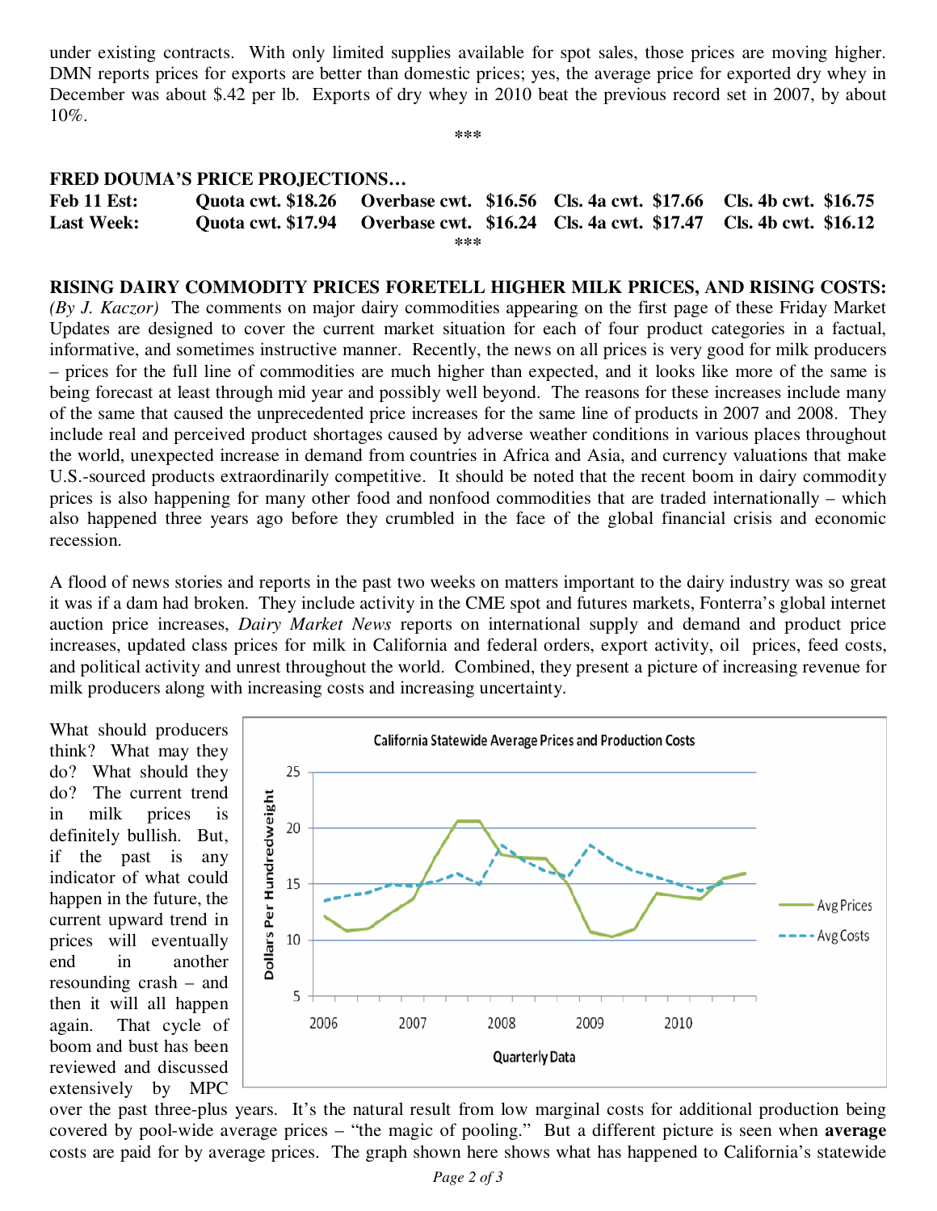under existing contracts. With only limited supplies available for spot sales, those prices are moving higher. DMN reports prices for exports are better than domestic prices; yes, the average price for exported dry whey in December was about $.42 per lb. Exports of dry whey in 2010 beat the previous record set in 2007, by about 10%.

***

**FRED DOUMA'S PRICE PROJECTIONS…**

| | | | | |
|---|---|---|---|---|
| **Feb 11 Est:** | **Quota cwt. $18.26** | **Overbase cwt. $16.56** | **Cls. 4a cwt. $17.66** | **Cls. 4b cwt. $16.75** |
| **Last Week:** | **Quota cwt. $17.94** | **Overbase cwt. $16.24** | **Cls. 4a cwt. $17.47** | **Cls. 4b cwt. $16.12** |

***

**RISING DAIRY COMMODITY PRICES FORETELL HIGHER MILK PRICES, AND RISING COSTS:** *(By J. Kaczor)* The comments on major dairy commodities appearing on the first page of these Friday Market Updates are designed to cover the current market situation for each of four product categories in a factual, informative, and sometimes instructive manner. Recently, the news on all prices is very good for milk producers – prices for the full line of commodities are much higher than expected, and it looks like more of the same is being forecast at least through mid year and possibly well beyond. The reasons for these increases include many of the same that caused the unprecedented price increases for the same line of products in 2007 and 2008. They include real and perceived product shortages caused by adverse weather conditions in various places throughout the world, unexpected increase in demand from countries in Africa and Asia, and currency valuations that make U.S.-sourced products extraordinarily competitive. It should be noted that the recent boom in dairy commodity prices is also happening for many other food and nonfood commodities that are traded internationally – which also happened three years ago before they crumbled in the face of the global financial crisis and economic recession.

A flood of news stories and reports in the past two weeks on matters important to the dairy industry was so great it was if a dam had broken. They include activity in the CME spot and futures markets, Fonterra's global internet auction price increases, *Dairy Market News* reports on international supply and demand and product price increases, updated class prices for milk in California and federal orders, export activity, oil prices, feed costs, and political activity and unrest throughout the world. Combined, they present a picture of increasing revenue for milk producers along with increasing costs and increasing uncertainty.

What should producers think? What may they do? What should they do? The current trend in milk prices is definitely bullish. But, if the past is any indicator of what could happen in the future, the current upward trend in prices will eventually end in another resounding crash – and then it will all happen again. That cycle of boom and bust has been reviewed and discussed extensively by MPC over the past three-plus years. It's the natural result from low marginal costs for additional production being covered by pool-wide average prices – "the magic of pooling." But a different picture is seen when **average** costs are paid for by average prices. The graph shown here shows what has happened to California's statewide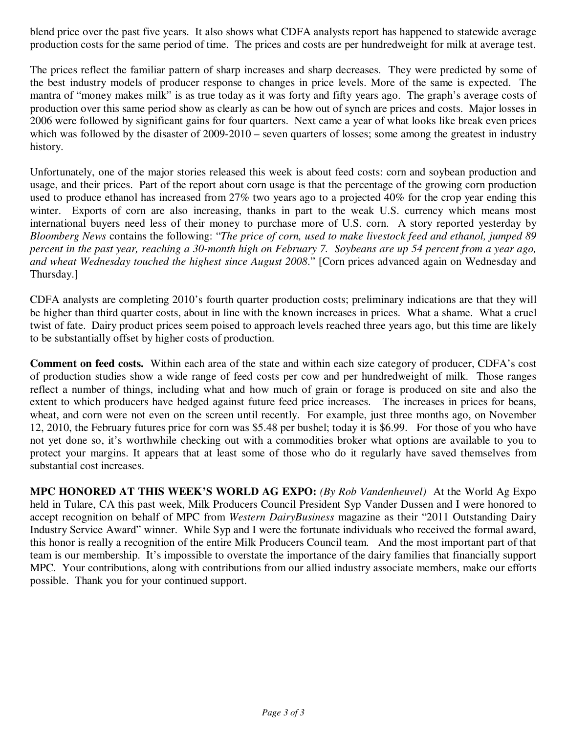blend price over the past five years. It also shows what CDFA analysts report has happened to statewide average production costs for the same period of time. The prices and costs are per hundredweight for milk at average test.

The prices reflect the familiar pattern of sharp increases and sharp decreases. They were predicted by some of the best industry models of producer response to changes in price levels. More of the same is expected. The mantra of "money makes milk" is as true today as it was forty and fifty years ago. The graph's average costs of production over this same period show as clearly as can be how out of synch are prices and costs. Major losses in 2006 were followed by significant gains for four quarters. Next came a year of what looks like break even prices which was followed by the disaster of 2009-2010 – seven quarters of losses; some among the greatest in industry history.

Unfortunately, one of the major stories released this week is about feed costs: corn and soybean production and usage, and their prices. Part of the report about corn usage is that the percentage of the growing corn production used to produce ethanol has increased from 27% two years ago to a projected 40% for the crop year ending this winter. Exports of corn are also increasing, thanks in part to the weak U.S. currency which means most international buyers need less of their money to purchase more of U.S. corn. A story reported yesterday by *Bloomberg News* contains the following: "*The price of corn, used to make livestock feed and ethanol, jumped 89 percent in the past year, reaching a 30-month high on February 7. Soybeans are up 54 percent from a year ago, and wheat Wednesday touched the highest since August 2008*." [Corn prices advanced again on Wednesday and Thursday.]

CDFA analysts are completing 2010's fourth quarter production costs; preliminary indications are that they will be higher than third quarter costs, about in line with the known increases in prices. What a shame. What a cruel twist of fate. Dairy product prices seem poised to approach levels reached three years ago, but this time are likely to be substantially offset by higher costs of production.

**Comment on feed costs.** Within each area of the state and within each size category of producer, CDFA's cost of production studies show a wide range of feed costs per cow and per hundredweight of milk. Those ranges reflect a number of things, including what and how much of grain or forage is produced on site and also the extent to which producers have hedged against future feed price increases. The increases in prices for beans, wheat, and corn were not even on the screen until recently. For example, just three months ago, on November 12, 2010, the February futures price for corn was $5.48 per bushel; today it is $6.99. For those of you who have not yet done so, it's worthwhile checking out with a commodities broker what options are available to you to protect your margins. It appears that at least some of those who do it regularly have saved themselves from substantial cost increases.

**MPC HONORED AT THIS WEEK'S WORLD AG EXPO:** *(By Rob Vandenheuvel)* At the World Ag Expo held in Tulare, CA this past week, Milk Producers Council President Syp Vander Dussen and I were honored to accept recognition on behalf of MPC from *Western DairyBusiness* magazine as their "2011 Outstanding Dairy Industry Service Award" winner. While Syp and I were the fortunate individuals who received the formal award, this honor is really a recognition of the entire Milk Producers Council team. And the most important part of that team is our membership. It's impossible to overstate the importance of the dairy families that financially support MPC. Your contributions, along with contributions from our allied industry associate members, make our efforts possible. Thank you for your continued support.